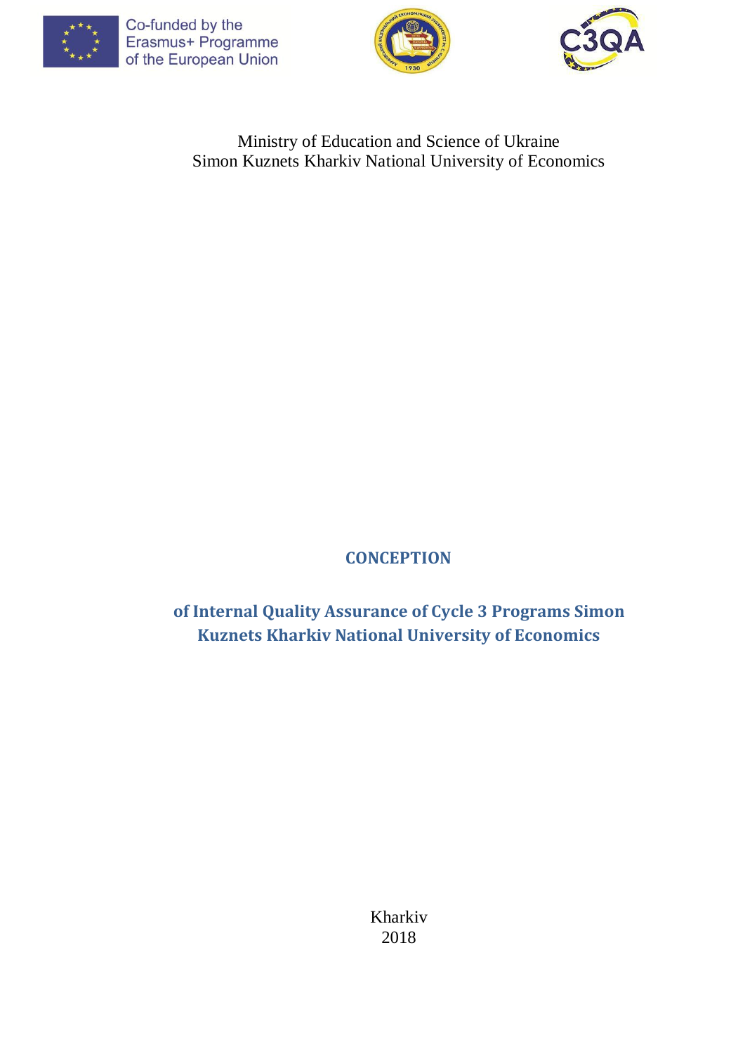Co-funded by the Erasmus+ Programme of the European Union

Ministry of Education and Science of Ukraine
Simon Kuznets Kharkiv National University of Economics

# CONCEPTION

## of Internal Quality Assurance of Cycle 3 Programs Simon Kuznets Kharkiv National University of Economics

Kharkiv
2018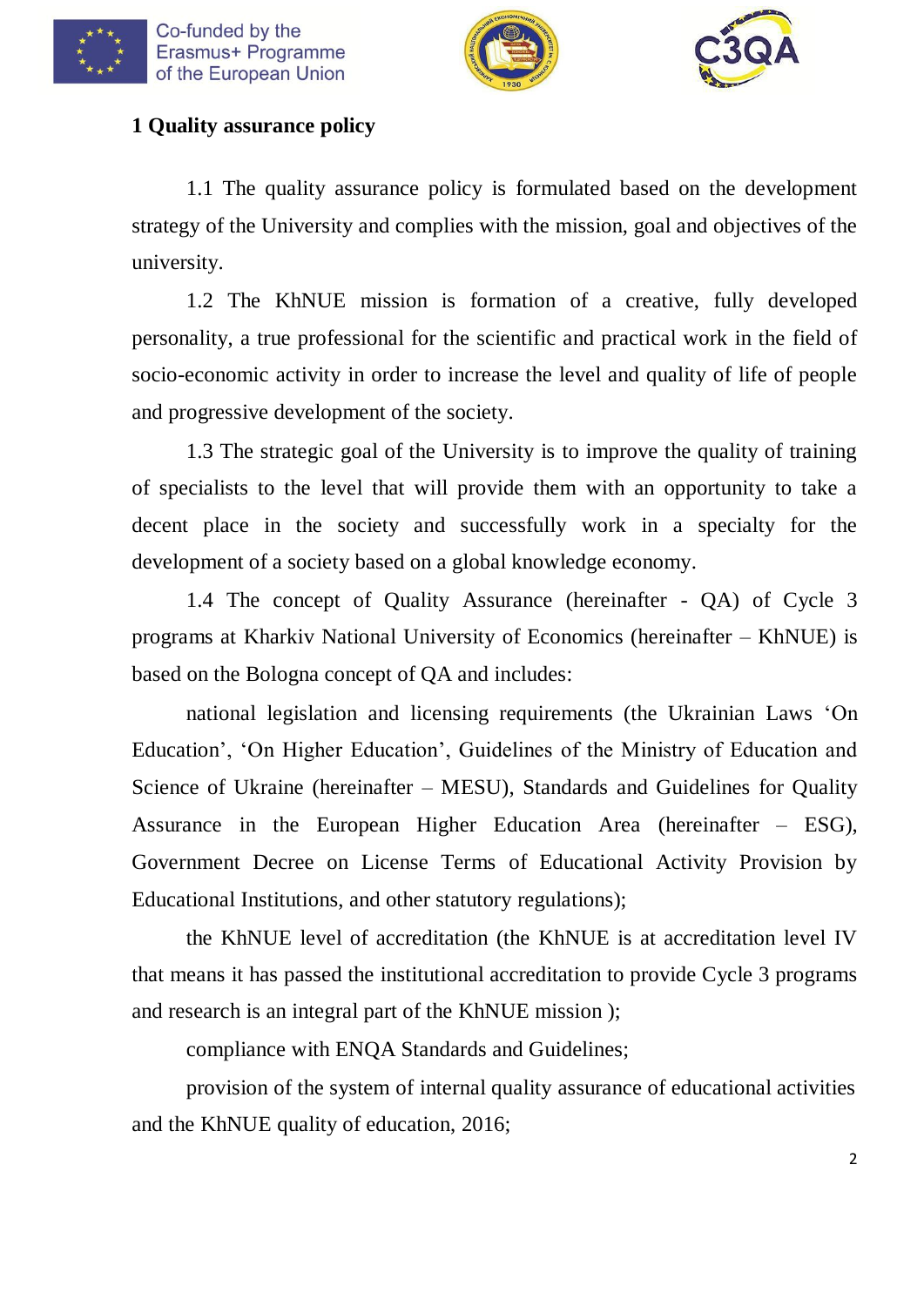## 1 Quality assurance policy

1.1 The quality assurance policy is formulated based on the development strategy of the University and complies with the mission, goal and objectives of the university.

1.2 The KhNUE mission is formation of a creative, fully developed personality, a true professional for the scientific and practical work in the field of socio-economic activity in order to increase the level and quality of life of people and progressive development of the society.

1.3 The strategic goal of the University is to improve the quality of training of specialists to the level that will provide them with an opportunity to take a decent place in the society and successfully work in a specialty for the development of a society based on a global knowledge economy.

1.4 The concept of Quality Assurance (hereinafter - QA) of Cycle 3 programs at Kharkiv National University of Economics (hereinafter – KhNUE) is based on the Bologna concept of QA and includes:

national legislation and licensing requirements (the Ukrainian Laws 'On Education', 'On Higher Education', Guidelines of the Ministry of Education and Science of Ukraine (hereinafter – MESU), Standards and Guidelines for Quality Assurance in the European Higher Education Area (hereinafter – ESG), Government Decree on License Terms of Educational Activity Provision by Educational Institutions, and other statutory regulations);

the KhNUE level of accreditation (the KhNUE is at accreditation level IV that means it has passed the institutional accreditation to provide Cycle 3 programs and research is an integral part of the KhNUE mission );

compliance with ENQA Standards and Guidelines;

provision of the system of internal quality assurance of educational activities and the KhNUE quality of education, 2016;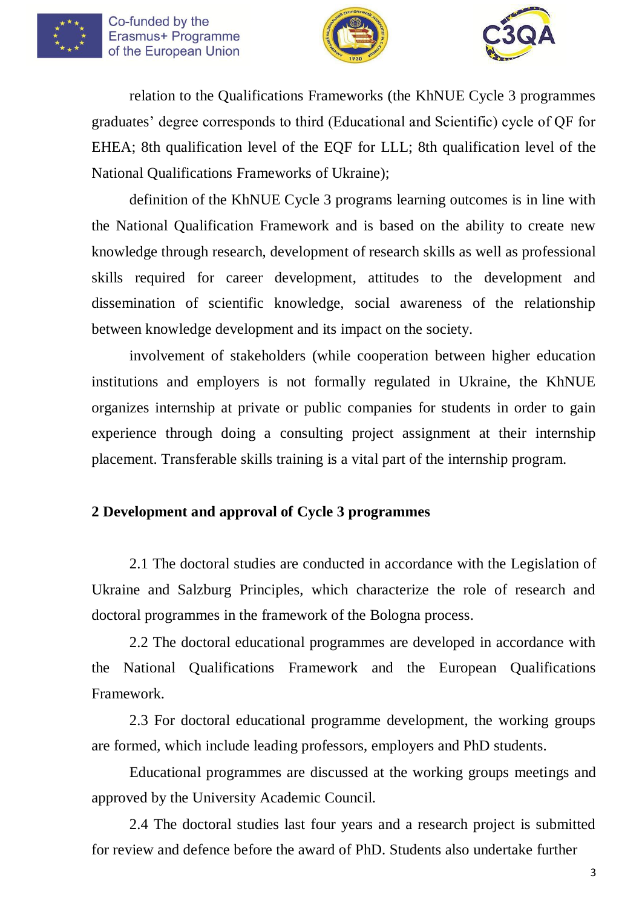relation to the Qualifications Frameworks (the KhNUE Cycle 3 programmes graduates' degree corresponds to third (Educational and Scientific) cycle of QF for EHEA; 8th qualification level of the EQF for LLL; 8th qualification level of the National Qualifications Frameworks of Ukraine);

definition of the KhNUE Cycle 3 programs learning outcomes is in line with the National Qualification Framework and is based on the ability to create new knowledge through research, development of research skills as well as professional skills required for career development, attitudes to the development and dissemination of scientific knowledge, social awareness of the relationship between knowledge development and its impact on the society.

involvement of stakeholders (while cooperation between higher education institutions and employers is not formally regulated in Ukraine, the KhNUE organizes internship at private or public companies for students in order to gain experience through doing a consulting project assignment at their internship placement. Transferable skills training is a vital part of the internship program.

## 2 Development and approval of Cycle 3 programmes

2.1 The doctoral studies are conducted in accordance with the Legislation of Ukraine and Salzburg Principles, which characterize the role of research and doctoral programmes in the framework of the Bologna process.

2.2 The doctoral educational programmes are developed in accordance with the National Qualifications Framework and the European Qualifications Framework.

2.3 For doctoral educational programme development, the working groups are formed, which include leading professors, employers and PhD students.

Educational programmes are discussed at the working groups meetings and approved by the University Academic Council.

2.4 The doctoral studies last four years and a research project is submitted for review and defence before the award of PhD. Students also undertake further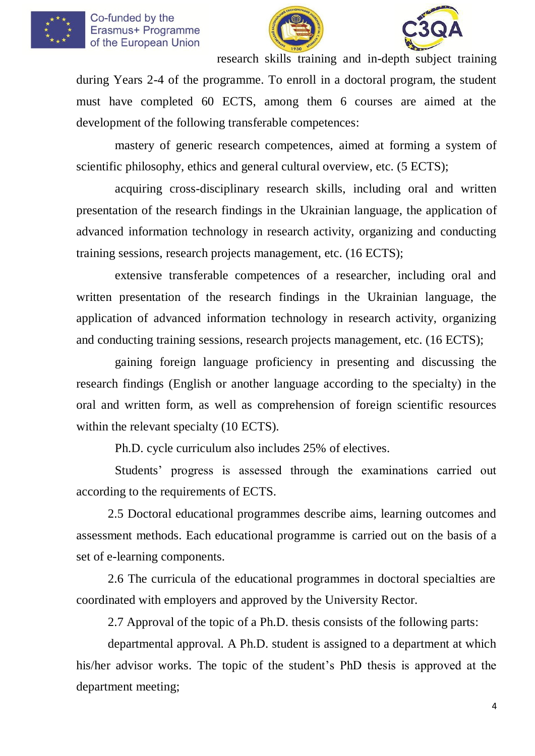research skills training and in-depth subject training during Years 2-4 of the programme. To enroll in a doctoral program, the student must have completed 60 ECTS, among them 6 courses are aimed at the development of the following transferable competences:

mastery of generic research competences, aimed at forming a system of scientific philosophy, ethics and general cultural overview, etc. (5 ECTS);

acquiring cross-disciplinary research skills, including oral and written presentation of the research findings in the Ukrainian language, the application of advanced information technology in research activity, organizing and conducting training sessions, research projects management, etc. (16 ECTS);

extensive transferable competences of a researcher, including oral and written presentation of the research findings in the Ukrainian language, the application of advanced information technology in research activity, organizing and conducting training sessions, research projects management, etc. (16 ECTS);

gaining foreign language proficiency in presenting and discussing the research findings (English or another language according to the specialty) in the oral and written form, as well as comprehension of foreign scientific resources within the relevant specialty (10 ECTS).

Ph.D. cycle curriculum also includes 25% of electives.

Students' progress is assessed through the examinations carried out according to the requirements of ECTS.

2.5 Doctoral educational programmes describe aims, learning outcomes and assessment methods. Each educational programme is carried out on the basis of a set of e-learning components.

2.6 The curricula of the educational programmes in doctoral specialties are coordinated with employers and approved by the University Rector.

2.7 Approval of the topic of a Ph.D. thesis consists of the following parts:

departmental approval. A Ph.D. student is assigned to a department at which his/her advisor works. The topic of the student's PhD thesis is approved at the department meeting;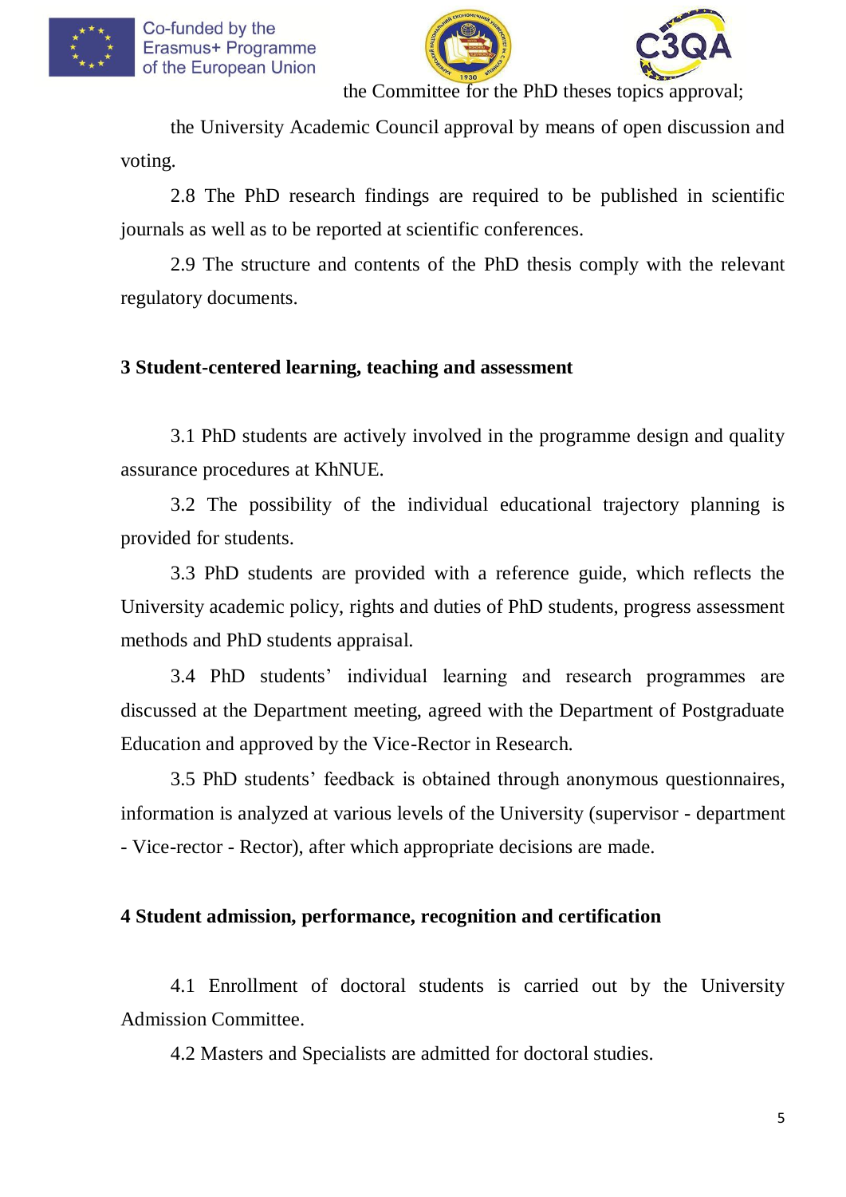the Committee for the PhD theses topics approval;

the University Academic Council approval by means of open discussion and voting.

2.8 The PhD research findings are required to be published in scientific journals as well as to be reported at scientific conferences.

2.9 The structure and contents of the PhD thesis comply with the relevant regulatory documents.

## 3 Student-centered learning, teaching and assessment

3.1 PhD students are actively involved in the programme design and quality assurance procedures at KhNUE.

3.2 The possibility of the individual educational trajectory planning is provided for students.

3.3 PhD students are provided with a reference guide, which reflects the University academic policy, rights and duties of PhD students, progress assessment methods and PhD students appraisal.

3.4 PhD students' individual learning and research programmes are discussed at the Department meeting, agreed with the Department of Postgraduate Education and approved by the Vice-Rector in Research.

3.5 PhD students' feedback is obtained through anonymous questionnaires, information is analyzed at various levels of the University (supervisor - department - Vice-rector - Rector), after which appropriate decisions are made.

## 4 Student admission, performance, recognition and certification

4.1 Enrollment of doctoral students is carried out by the University Admission Committee.

4.2 Masters and Specialists are admitted for doctoral studies.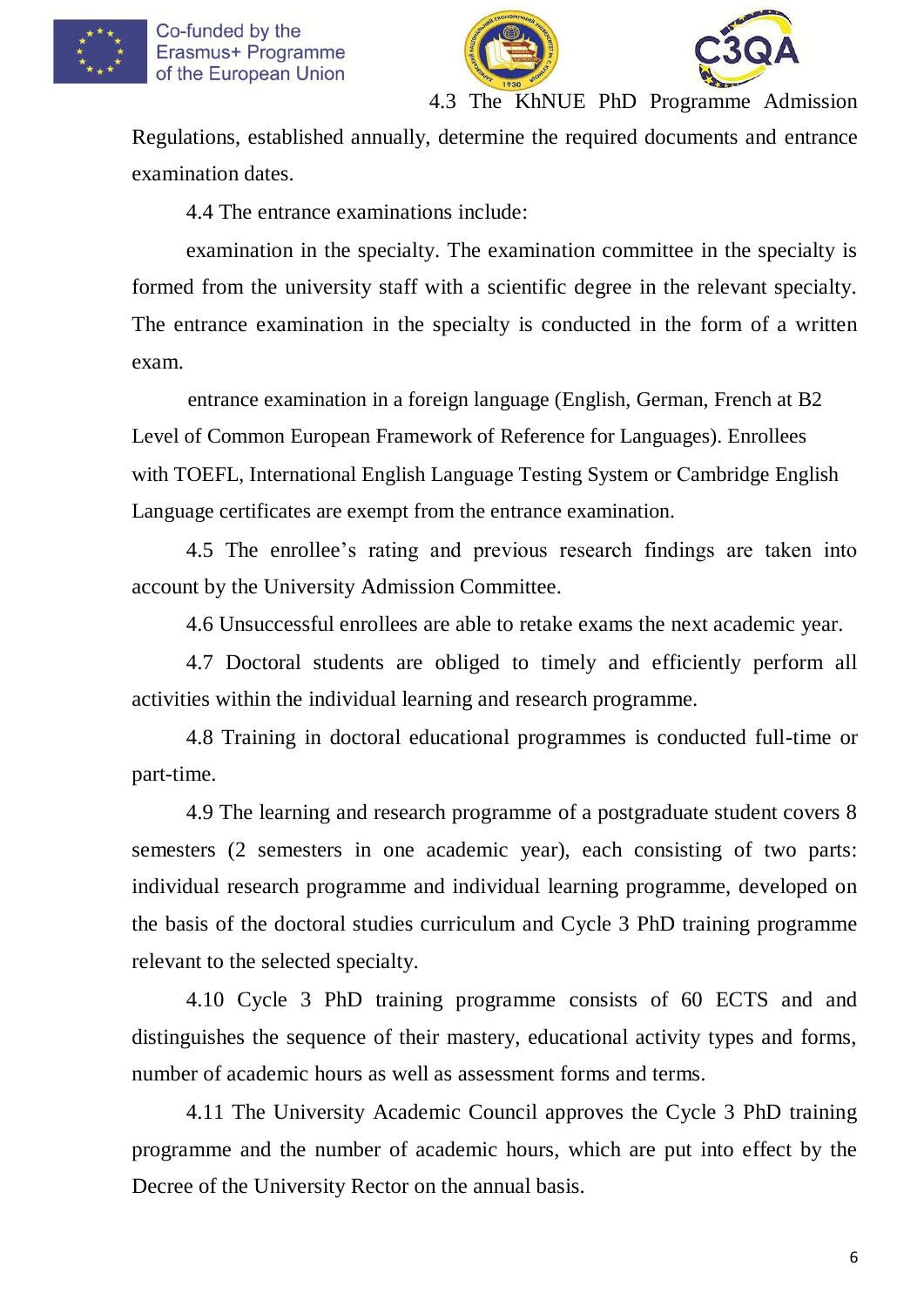4.3 The KhNUE PhD Programme Admission Regulations, established annually, determine the required documents and entrance examination dates.

4.4 The entrance examinations include:

examination in the specialty. The examination committee in the specialty is formed from the university staff with a scientific degree in the relevant specialty. The entrance examination in the specialty is conducted in the form of a written exam.

entrance examination in a foreign language (English, German, French at B2 Level of Common European Framework of Reference for Languages). Enrollees with TOEFL, International English Language Testing System or Cambridge English Language certificates are exempt from the entrance examination.

4.5 The enrollee's rating and previous research findings are taken into account by the University Admission Committee.

4.6 Unsuccessful enrollees are able to retake exams the next academic year.

4.7 Doctoral students are obliged to timely and efficiently perform all activities within the individual learning and research programme.

4.8 Training in doctoral educational programmes is conducted full-time or part-time.

4.9 The learning and research programme of a postgraduate student covers 8 semesters (2 semesters in one academic year), each consisting of two parts: individual research programme and individual learning programme, developed on the basis of the doctoral studies curriculum and Cycle 3 PhD training programme relevant to the selected specialty.

4.10 Cycle 3 PhD training programme consists of 60 ECTS and and distinguishes the sequence of their mastery, educational activity types and forms, number of academic hours as well as assessment forms and terms.

4.11 The University Academic Council approves the Cycle 3 PhD training programme and the number of academic hours, which are put into effect by the Decree of the University Rector on the annual basis.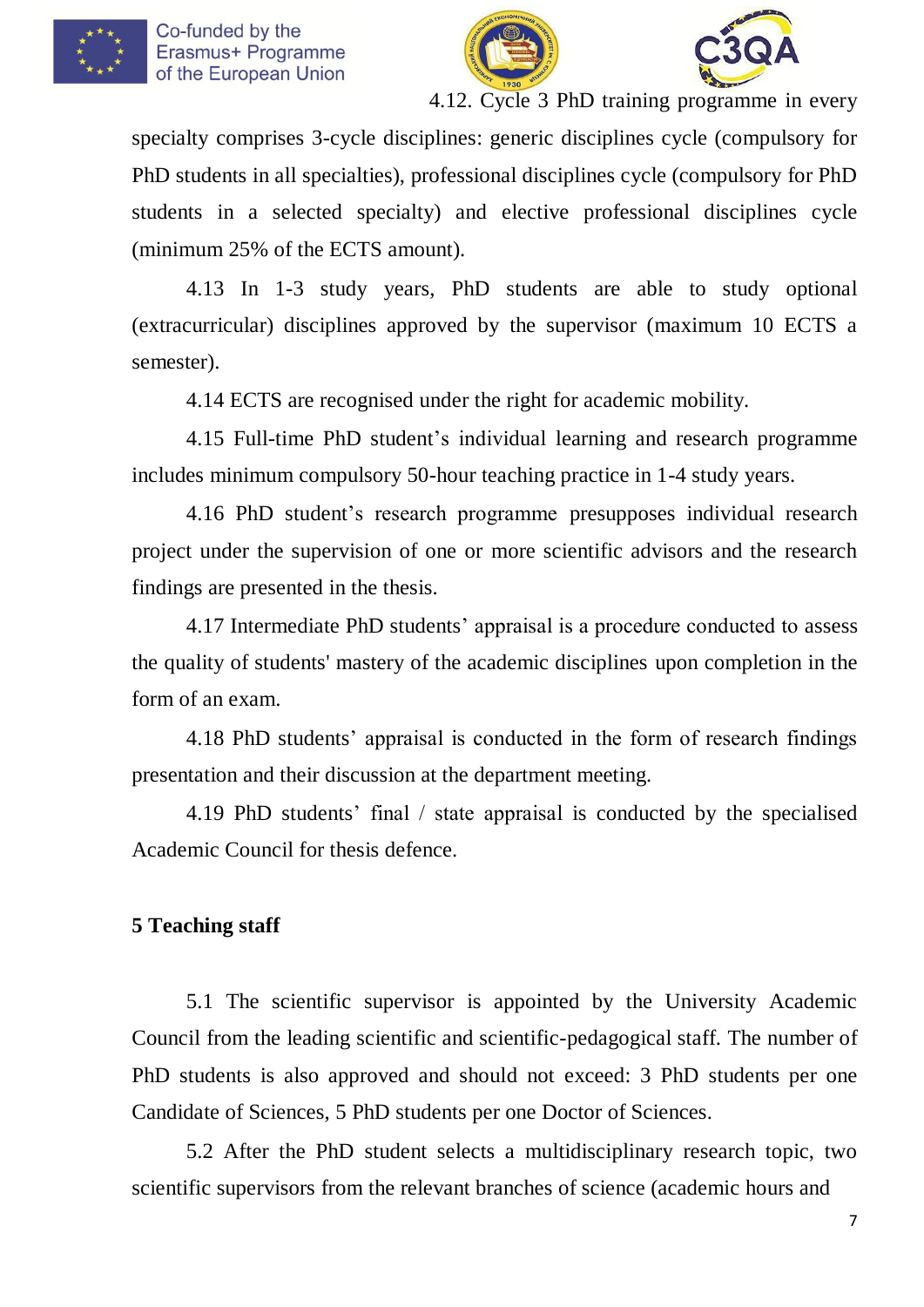4.12. Cycle 3 PhD training programme in every specialty comprises 3-cycle disciplines: generic disciplines cycle (compulsory for PhD students in all specialties), professional disciplines cycle (compulsory for PhD students in a selected specialty) and elective professional disciplines cycle (minimum 25% of the ECTS amount).

4.13 In 1-3 study years, PhD students are able to study optional (extracurricular) disciplines approved by the supervisor (maximum 10 ECTS a semester).

4.14 ECTS are recognised under the right for academic mobility.

4.15 Full-time PhD student's individual learning and research programme includes minimum compulsory 50-hour teaching practice in 1-4 study years.

4.16 PhD student's research programme presupposes individual research project under the supervision of one or more scientific advisors and the research findings are presented in the thesis.

4.17 Intermediate PhD students' appraisal is a procedure conducted to assess the quality of students' mastery of the academic disciplines upon completion in the form of an exam.

4.18 PhD students' appraisal is conducted in the form of research findings presentation and their discussion at the department meeting.

4.19 PhD students' final / state appraisal is conducted by the specialised Academic Council for thesis defence.

## 5 Teaching staff

5.1 The scientific supervisor is appointed by the University Academic Council from the leading scientific and scientific-pedagogical staff. The number of PhD students is also approved and should not exceed: 3 PhD students per one Candidate of Sciences, 5 PhD students per one Doctor of Sciences.

5.2 After the PhD student selects a multidisciplinary research topic, two scientific supervisors from the relevant branches of science (academic hours and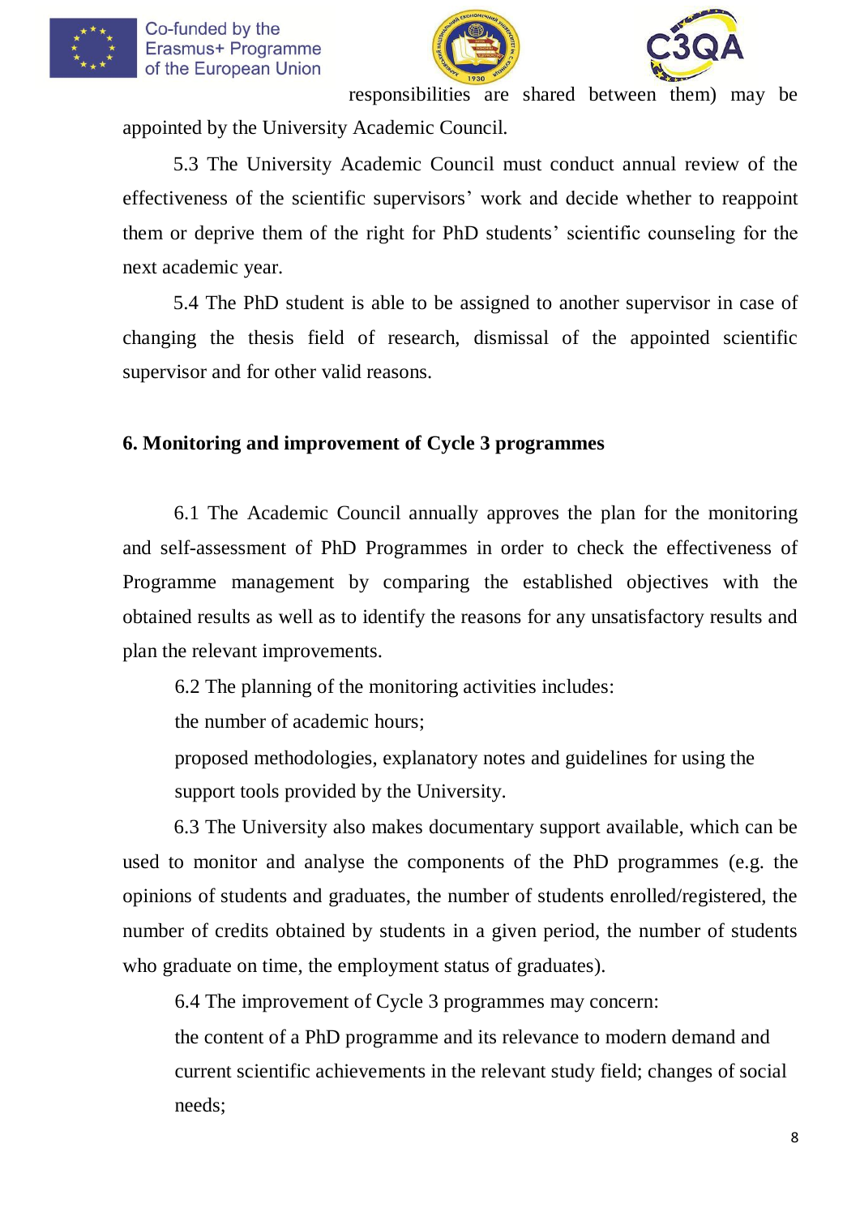responsibilities are shared between them) may be appointed by the University Academic Council.

5.3 The University Academic Council must conduct annual review of the effectiveness of the scientific supervisors' work and decide whether to reappoint them or deprive them of the right for PhD students' scientific counseling for the next academic year.

5.4 The PhD student is able to be assigned to another supervisor in case of changing the thesis field of research, dismissal of the appointed scientific supervisor and for other valid reasons.

## 6. Monitoring and improvement of Cycle 3 programmes

6.1 The Academic Council annually approves the plan for the monitoring and self-assessment of PhD Programmes in order to check the effectiveness of Programme management by comparing the established objectives with the obtained results as well as to identify the reasons for any unsatisfactory results and plan the relevant improvements.

6.2 The planning of the monitoring activities includes:

the number of academic hours;

proposed methodologies, explanatory notes and guidelines for using the support tools provided by the University.

6.3 The University also makes documentary support available, which can be used to monitor and analyse the components of the PhD programmes (e.g. the opinions of students and graduates, the number of students enrolled/registered, the number of credits obtained by students in a given period, the number of students who graduate on time, the employment status of graduates).

6.4 The improvement of Cycle 3 programmes may concern:

the content of a PhD programme and its relevance to modern demand and current scientific achievements in the relevant study field; changes of social needs;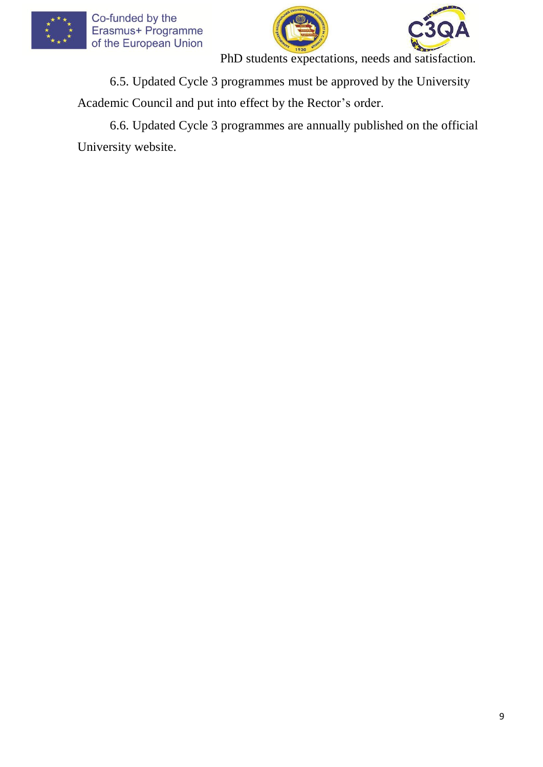PhD students expectations, needs and satisfaction.

6.5. Updated Cycle 3 programmes must be approved by the University Academic Council and put into effect by the Rector's order.

6.6. Updated Cycle 3 programmes are annually published on the official University website.